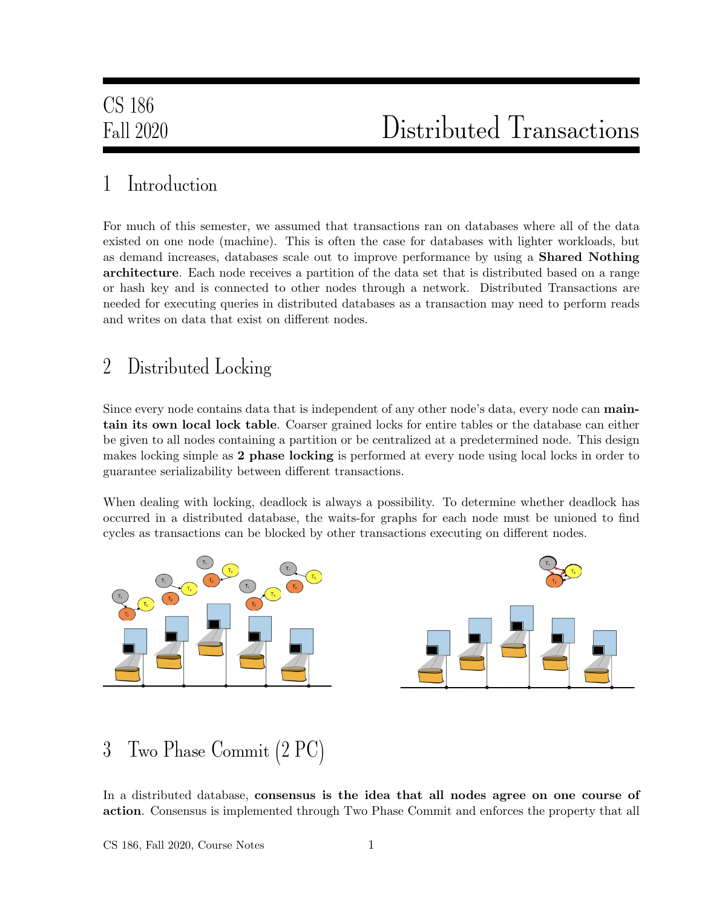# CS 186 Fall 2020 — Distributed Transactions

## 1 Introduction

For much of this semester, we assumed that transactions ran on databases where all of the data existed on one node (machine). This is often the case for databases with lighter workloads, but as demand increases, databases scale out to improve performance by using a **Shared Nothing architecture**. Each node receives a partition of the data set that is distributed based on a range or hash key and is connected to other nodes through a network. Distributed Transactions are needed for executing queries in distributed databases as a transaction may need to perform reads and writes on data that exist on different nodes.

## 2 Distributed Locking

Since every node contains data that is independent of any other node's data, every node can **maintain its own local lock table**. Coarser grained locks for entire tables or the database can either be given to all nodes containing a partition or be centralized at a predetermined node. This design makes locking simple as **2 phase locking** is performed at every node using local locks in order to guarantee serializability between different transactions.

When dealing with locking, deadlock is always a possibility. To determine whether deadlock has occurred in a distributed database, the waits-for graphs for each node must be unioned to find cycles as transactions can be blocked by other transactions executing on different nodes.

## 3 Two Phase Commit (2 PC)

In a distributed database, **consensus is the idea that all nodes agree on one course of action**. Consensus is implemented through Two Phase Commit and enforces the property that all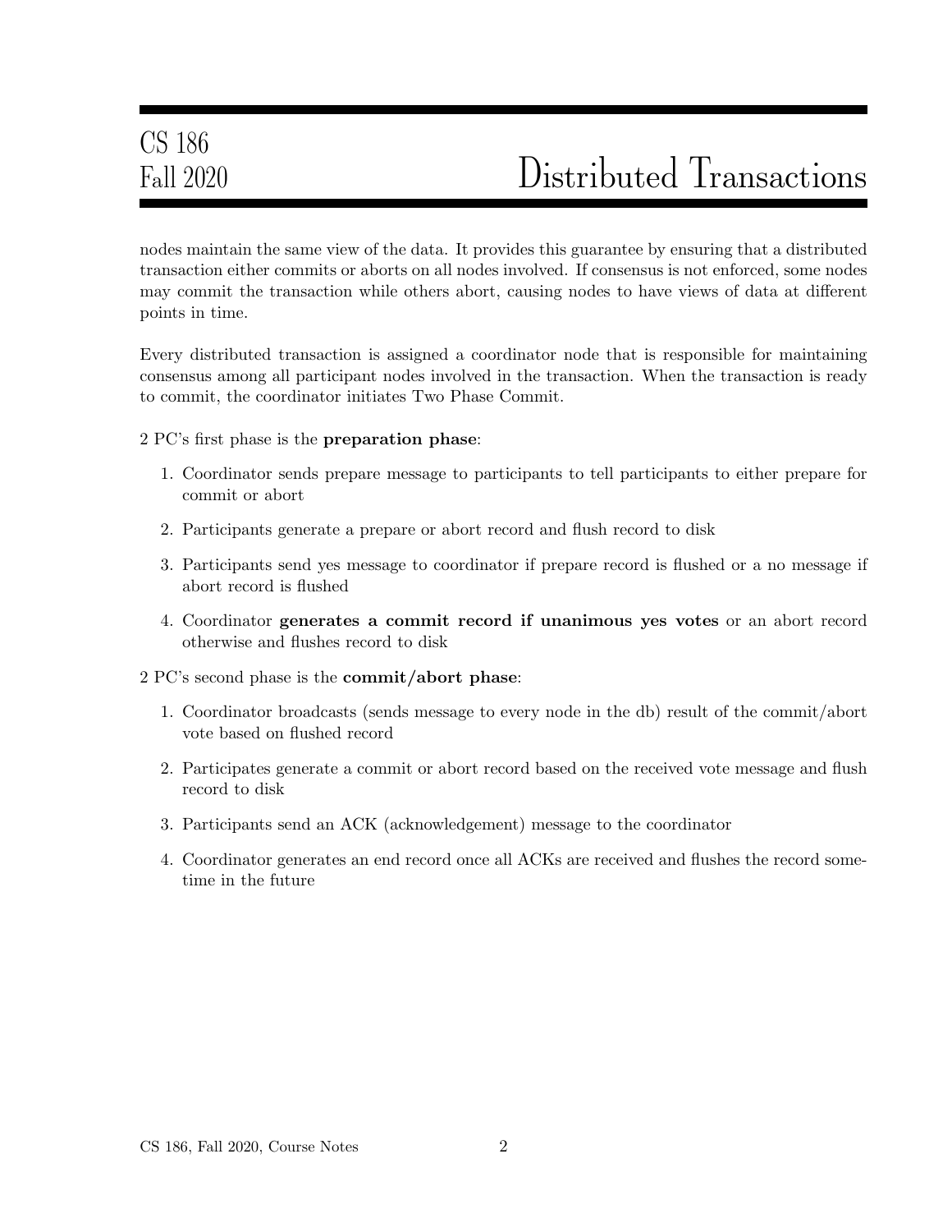nodes maintain the same view of the data. It provides this guarantee by ensuring that a distributed transaction either commits or aborts on all nodes involved. If consensus is not enforced, some nodes may commit the transaction while others abort, causing nodes to have views of data at different points in time.

Every distributed transaction is assigned a coordinator node that is responsible for maintaining consensus among all participant nodes involved in the transaction. When the transaction is ready to commit, the coordinator initiates Two Phase Commit.

2 PC's first phase is the **preparation phase**:

1. Coordinator sends prepare message to participants to tell participants to either prepare for commit or abort
2. Participants generate a prepare or abort record and flush record to disk
3. Participants send yes message to coordinator if prepare record is flushed or a no message if abort record is flushed
4. Coordinator **generates a commit record if unanimous yes votes** or an abort record otherwise and flushes record to disk

2 PC's second phase is the **commit/abort phase**:

1. Coordinator broadcasts (sends message to every node in the db) result of the commit/abort vote based on flushed record
2. Participates generate a commit or abort record based on the received vote message and flush record to disk
3. Participants send an ACK (acknowledgement) message to the coordinator
4. Coordinator generates an end record once all ACKs are received and flushes the record sometime in the future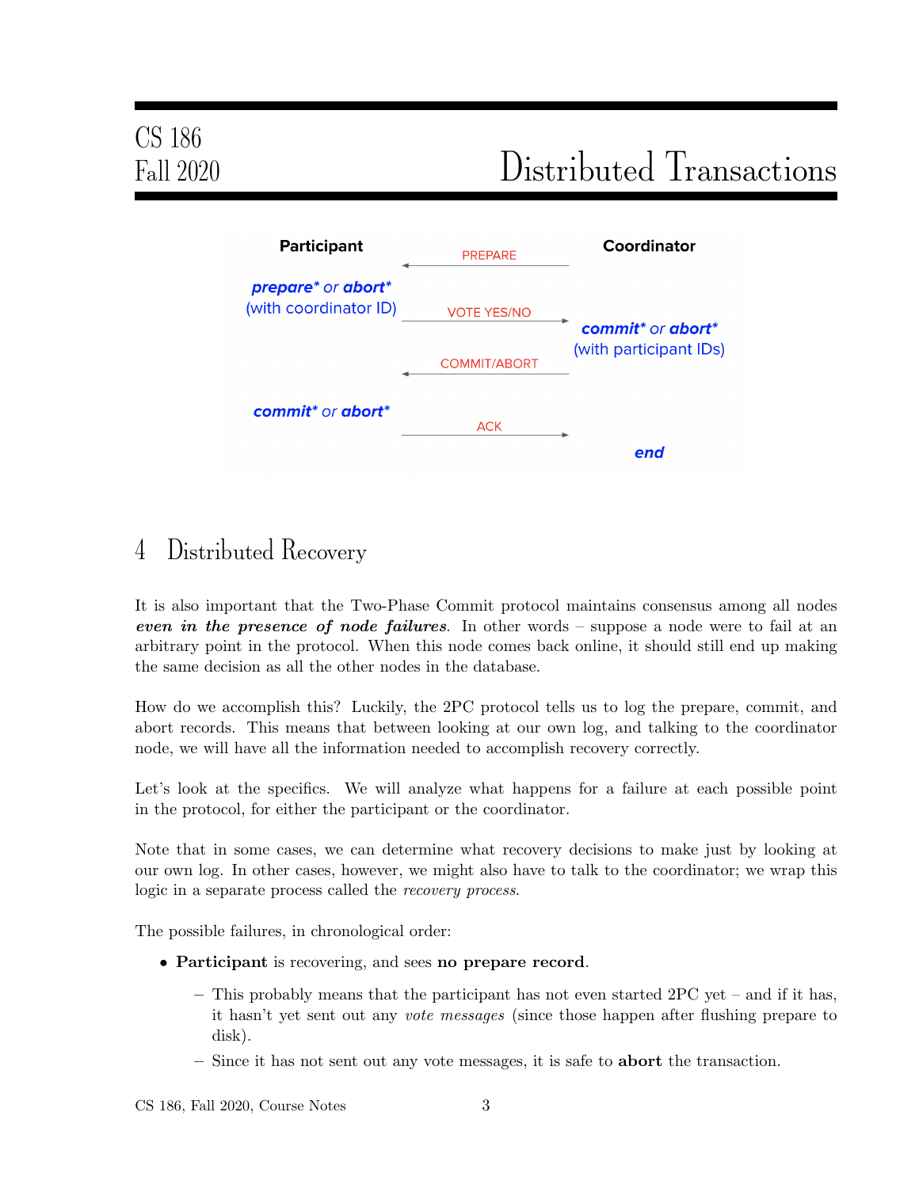Participant | | Coordinator
--- | --- | ---
| ← PREPARE | 
*prepare\** or *abort\** (with coordinator ID) | VOTE YES/NO → | 
| | *commit\** or *abort\** (with participant IDs)
| ← COMMIT/ABORT | 
*commit\** or *abort\** | ACK → | 
| | *end*

## 4 Distributed Recovery

It is also important that the Two-Phase Commit protocol maintains consensus among all nodes ***even in the presence of node failures***. In other words – suppose a node were to fail at an arbitrary point in the protocol. When this node comes back online, it should still end up making the same decision as all the other nodes in the database.

How do we accomplish this? Luckily, the 2PC protocol tells us to log the prepare, commit, and abort records. This means that between looking at our own log, and talking to the coordinator node, we will have all the information needed to accomplish recovery correctly.

Let's look at the specifics. We will analyze what happens for a failure at each possible point in the protocol, for either the participant or the coordinator.

Note that in some cases, we can determine what recovery decisions to make just by looking at our own log. In other cases, however, we might also have to talk to the coordinator; we wrap this logic in a separate process called the *recovery process*.

The possible failures, in chronological order:

- **Participant** is recovering, and sees **no prepare record**.
  - This probably means that the participant has not even started 2PC yet – and if it has, it hasn't yet sent out any *vote messages* (since those happen after flushing prepare to disk).
  - Since it has not sent out any vote messages, it is safe to **abort** the transaction.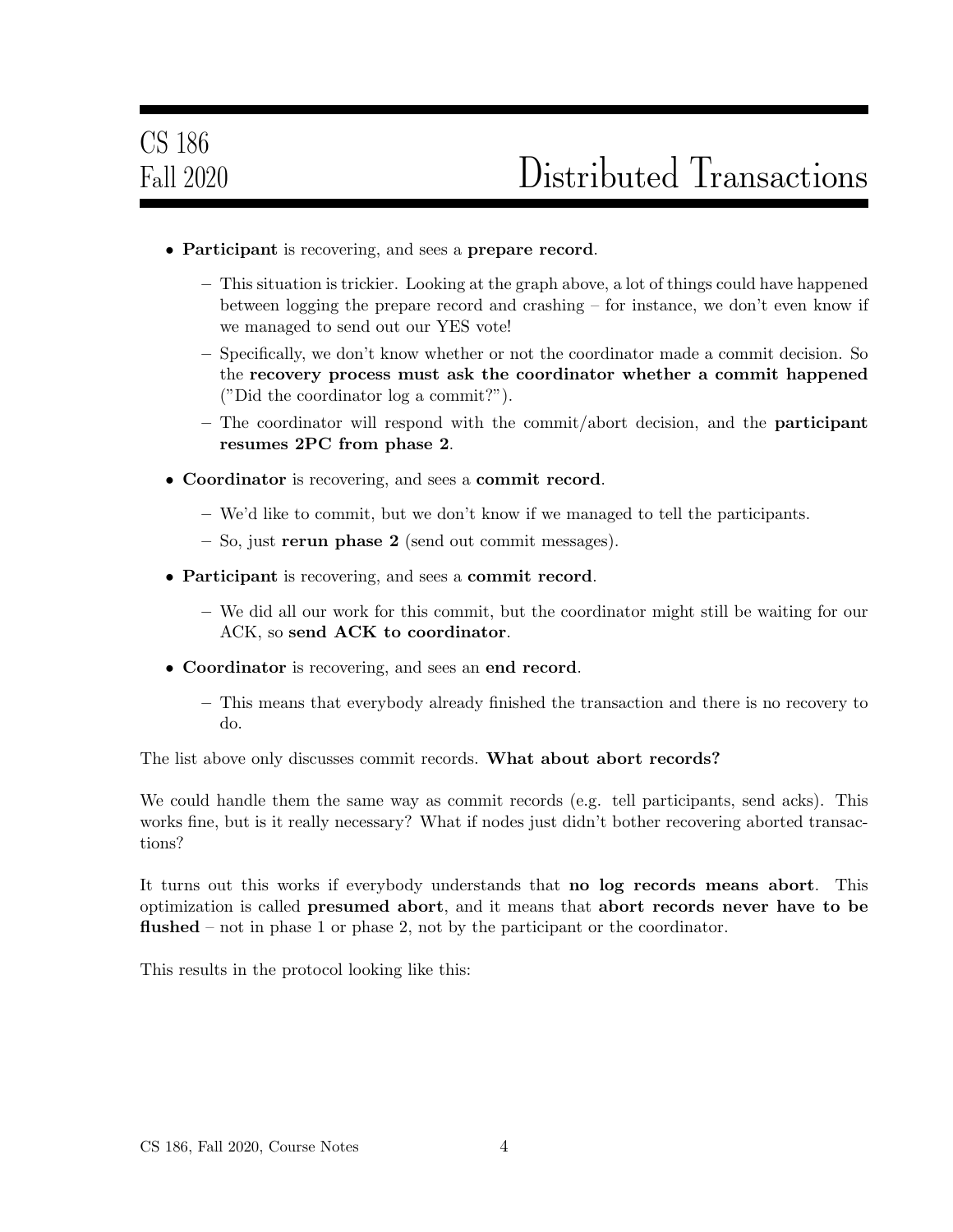- **Participant** is recovering, and sees a **prepare record**.
  - This situation is trickier. Looking at the graph above, a lot of things could have happened between logging the prepare record and crashing – for instance, we don't even know if we managed to send out our YES vote!
  - Specifically, we don't know whether or not the coordinator made a commit decision. So the **recovery process must ask the coordinator whether a commit happened** ("Did the coordinator log a commit?").
  - The coordinator will respond with the commit/abort decision, and the **participant resumes 2PC from phase 2**.
- **Coordinator** is recovering, and sees a **commit record**.
  - We'd like to commit, but we don't know if we managed to tell the participants.
  - So, just **rerun phase 2** (send out commit messages).
- **Participant** is recovering, and sees a **commit record**.
  - We did all our work for this commit, but the coordinator might still be waiting for our ACK, so **send ACK to coordinator**.
- **Coordinator** is recovering, and sees an **end record**.
  - This means that everybody already finished the transaction and there is no recovery to do.

The list above only discusses commit records. **What about abort records?**

We could handle them the same way as commit records (e.g. tell participants, send acks). This works fine, but is it really necessary? What if nodes just didn't bother recovering aborted transactions?

It turns out this works if everybody understands that **no log records means abort**. This optimization is called **presumed abort**, and it means that **abort records never have to be flushed** – not in phase 1 or phase 2, not by the participant or the coordinator.

This results in the protocol looking like this: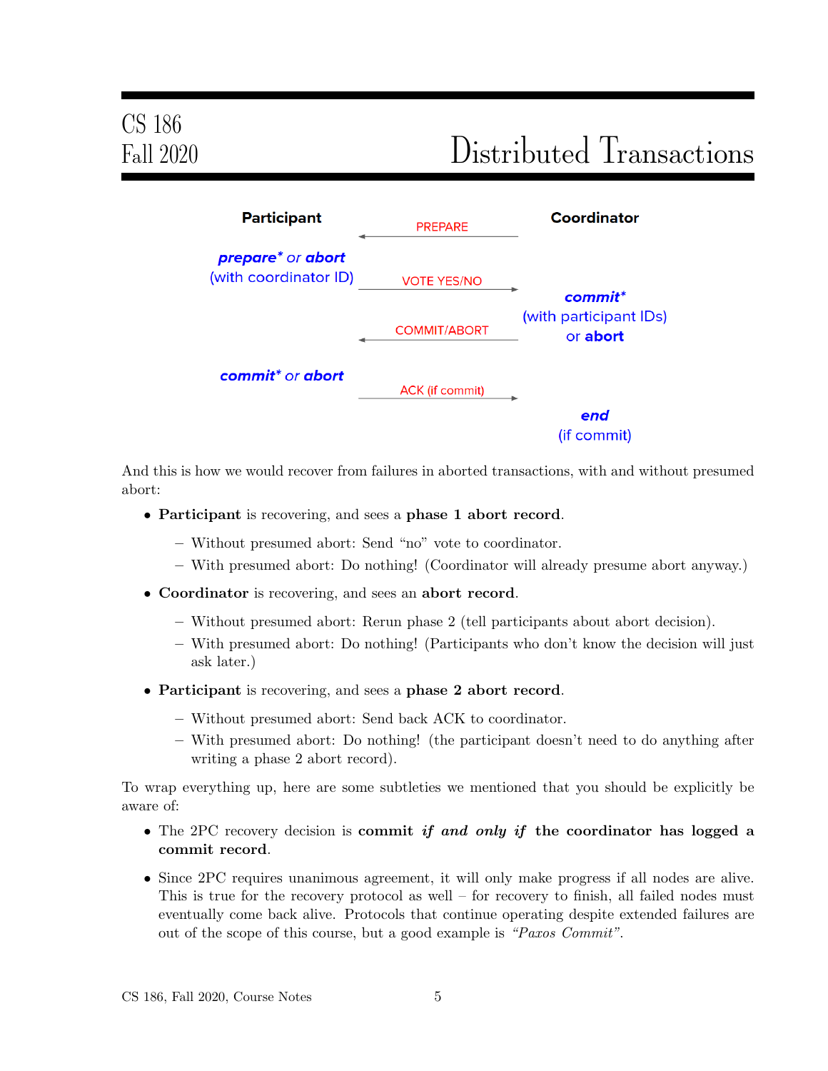| Participant | | Coordinator |
| --- | --- | --- |
| | ← PREPARE | |
| ***prepare**** or ***abort*** (with coordinator ID) | VOTE YES/NO → | |
| | | ***commit**** (with participant IDs) or **abort** |
| | ← COMMIT/ABORT | |
| ***commit**** or ***abort*** | ACK (if commit) → | |
| | | ***end*** (if commit) |

And this is how we would recover from failures in aborted transactions, with and without presumed abort:

- **Participant** is recovering, and sees a **phase 1 abort record**.
  - Without presumed abort: Send "no" vote to coordinator.
  - With presumed abort: Do nothing! (Coordinator will already presume abort anyway.)
- **Coordinator** is recovering, and sees an **abort record**.
  - Without presumed abort: Rerun phase 2 (tell participants about abort decision).
  - With presumed abort: Do nothing! (Participants who don't know the decision will just ask later.)
- **Participant** is recovering, and sees a **phase 2 abort record**.
  - Without presumed abort: Send back ACK to coordinator.
  - With presumed abort: Do nothing! (the participant doesn't need to do anything after writing a phase 2 abort record).

To wrap everything up, here are some subtleties we mentioned that you should be explicitly be aware of:

- The 2PC recovery decision is **commit *if and only if* the coordinator has logged a commit record**.
- Since 2PC requires unanimous agreement, it will only make progress if all nodes are alive. This is true for the recovery protocol as well – for recovery to finish, all failed nodes must eventually come back alive. Protocols that continue operating despite extended failures are out of the scope of this course, but a good example is *"Paxos Commit"*.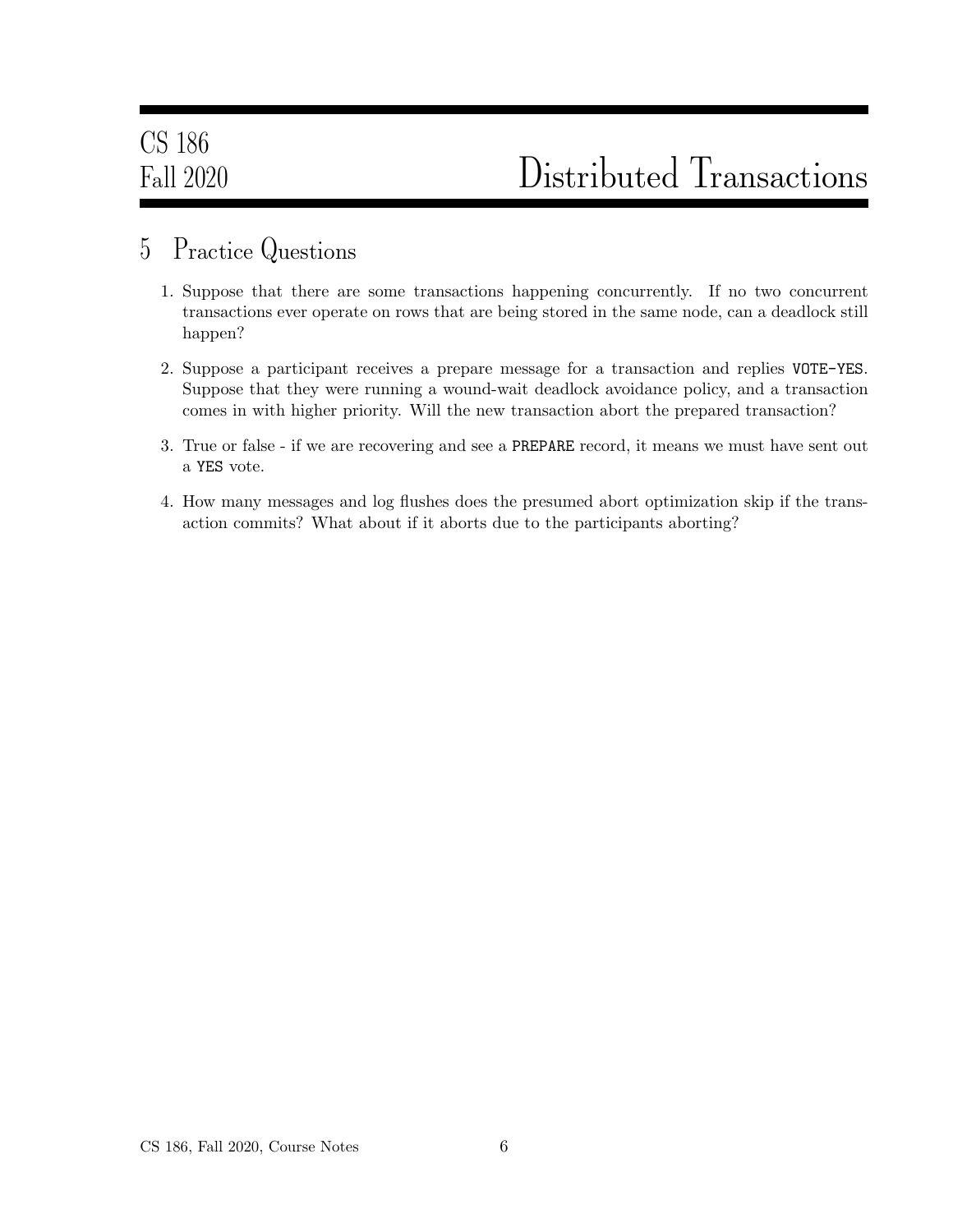## 5 Practice Questions

1. Suppose that there are some transactions happening concurrently. If no two concurrent transactions ever operate on rows that are being stored in the same node, can a deadlock still happen?

2. Suppose a participant receives a prepare message for a transaction and replies `VOTE-YES`. Suppose that they were running a wound-wait deadlock avoidance policy, and a transaction comes in with higher priority. Will the new transaction abort the prepared transaction?

3. True or false - if we are recovering and see a `PREPARE` record, it means we must have sent out a `YES` vote.

4. How many messages and log flushes does the presumed abort optimization skip if the transaction commits? What about if it aborts due to the participants aborting?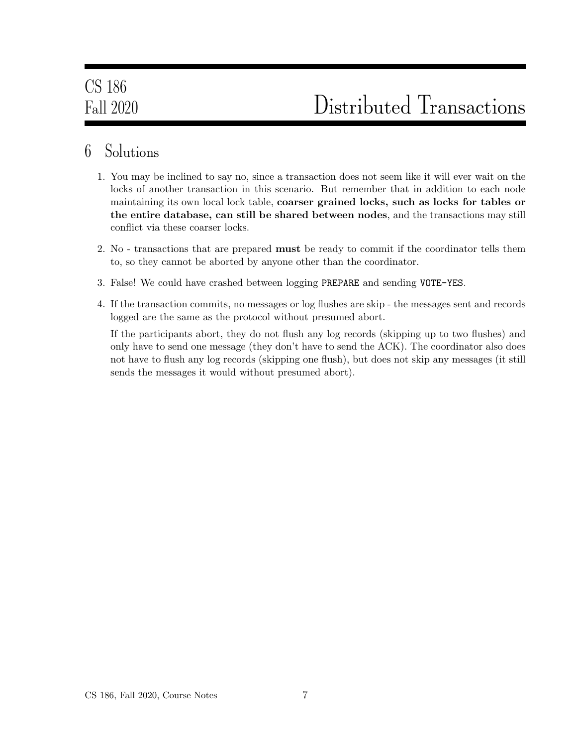## 6 Solutions

1. You may be inclined to say no, since a transaction does not seem like it will ever wait on the locks of another transaction in this scenario. But remember that in addition to each node maintaining its own local lock table, **coarser grained locks, such as locks for tables or the entire database, can still be shared between nodes**, and the transactions may still conflict via these coarser locks.

2. No - transactions that are prepared **must** be ready to commit if the coordinator tells them to, so they cannot be aborted by anyone other than the coordinator.

3. False! We could have crashed between logging `PREPARE` and sending `VOTE-YES`.

4. If the transaction commits, no messages or log flushes are skip - the messages sent and records logged are the same as the protocol without presumed abort.

   If the participants abort, they do not flush any log records (skipping up to two flushes) and only have to send one message (they don't have to send the ACK). The coordinator also does not have to flush any log records (skipping one flush), but does not skip any messages (it still sends the messages it would without presumed abort).